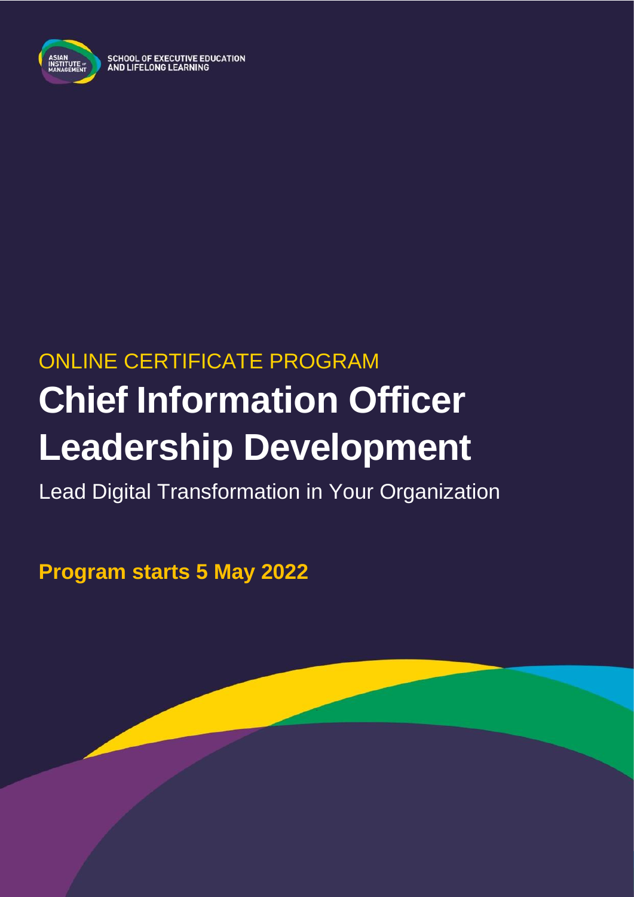ASIAN INSTITUTE OF MANAGEMENT

SCHOOL OF EXECUTIVE EDUCATION AND LIFELONG LEARNING

ONLINE CERTIFICATE PROGRAM

# Chief Information Officer Leadership Development

Lead Digital Transformation in Your Organization

**Program starts 5 May 2022**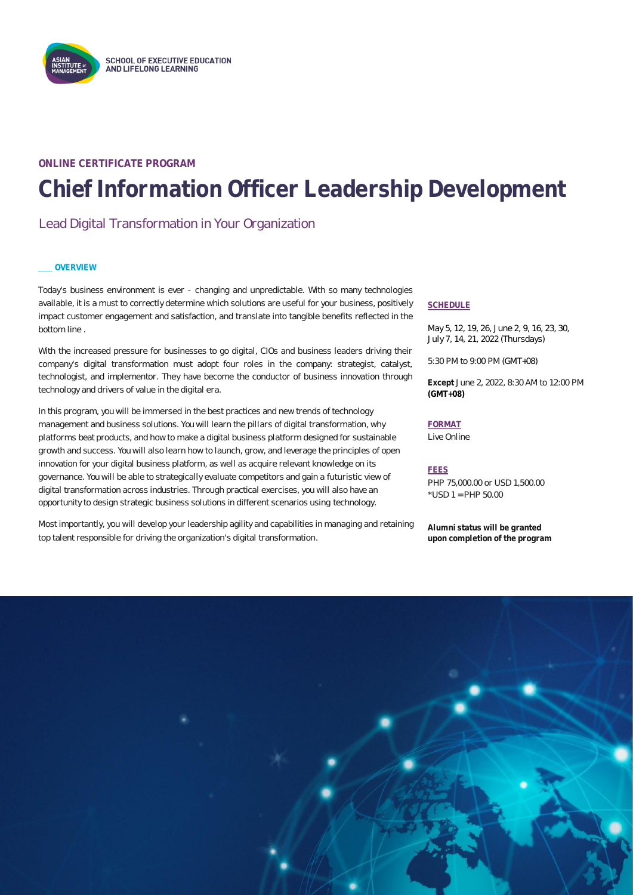SCHOOL OF EXECUTIVE EDUCATION AND LIFELONG LEARNING

ONLINE CERTIFICATE PROGRAM

# Chief Information Officer Leadership Development

## Lead Digital Transformation in Your Organization

### OVERVIEW

Today's business environment is ever - changing and unpredictable. With so many technologies available, it is a must to correctly determine which solutions are useful for your business, positively impact customer engagement and satisfaction, and translate into tangible benefits reflected in the bottom line .

With the increased pressure for businesses to go digital, CIOs and business leaders driving their company's digital transformation must adopt four roles in the company: strategist, catalyst, technologist, and implementor. They have become the conductor of business innovation through technology and drivers of value in the digital era.

In this program, you will be immersed in the best practices and new trends of technology management and business solutions. You will learn the pillars of digital transformation, why platforms beat products, and how to make a digital business platform designed for sustainable growth and success. You will also learn how to launch, grow, and leverage the principles of open innovation for your digital business platform, as well as acquire relevant knowledge on its governance. You will be able to strategically evaluate competitors and gain a futuristic view of digital transformation across industries. Through practical exercises, you will also have an opportunity to design strategic business solutions in different scenarios using technology.

Most importantly, you will develop your leadership agility and capabilities in managing and retaining top talent responsible for driving the organization's digital transformation.

### SCHEDULE

May 5, 12, 19, 26, June 2, 9, 16, 23, 30, July 7, 14, 21, 2022 (Thursdays)

5:30 PM to 9:00 PM (GMT+08)

**Except** June 2, 2022, 8:30 AM to 12:00 PM **(GMT+08)**

### FORMAT

Live Online

### FEES

PHP 75,000.00 or USD 1,500.00
*USD 1 = PHP 50.00

**Alumni status will be granted upon completion of the program**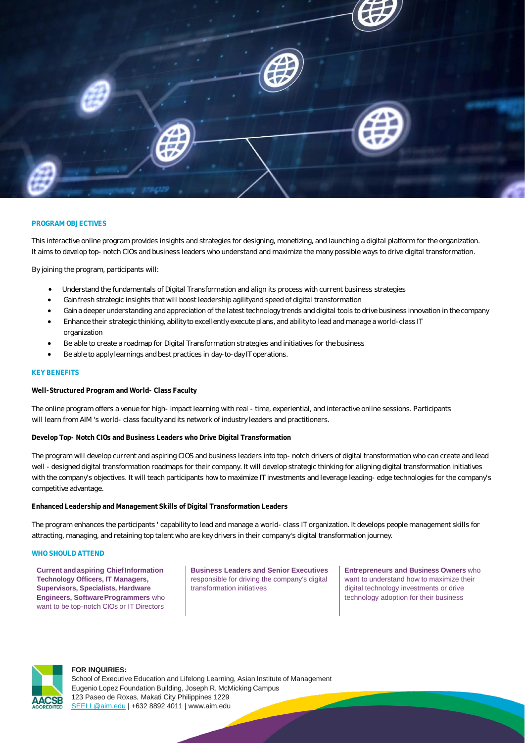## PROGRAM OBJECTIVES

This interactive online program provides insights and strategies for designing, monetizing, and launching a digital platform for the organization. It aims to develop top- notch CIOs and business leaders who understand and maximize the many possible ways to drive digital transformation.

By joining the program, participants will:

- Understand the fundamentals of Digital Transformation and align its process with current business strategies
- Gain fresh strategic insights that will boost leadership agilityand speed of digital transformation
- Gain a deeper understanding and appreciation of the latest technology trends and digital tools to drive business innovation in the company
- Enhance their strategic thinking, ability to excellently execute plans, and ability to lead and manage a world- class IT organization
- Be able to create a roadmap for Digital Transformation strategies and initiatives for the business
- Be able to apply learnings and best practices in day-to-day IT operations.

## KEY BENEFITS

**Well-Structured Program and World- Class Faculty**

The online program offers a venue for high- impact learning with real - time, experiential, and interactive online sessions. Participants will learn from AIM 's world- class faculty and its network of industry leaders and practitioners.

**Develop Top- Notch CIOs and Business Leaders who Drive Digital Transformation**

The program will develop current and aspiring CIOS and business leaders into top- notch drivers of digital transformation who can create and lead well - designed digital transformation roadmaps for their company. It will develop strategic thinking for aligning digital transformation initiatives with the company's objectives. It will teach participants how to maximize IT investments and leverage leading- edge technologies for the company's competitive advantage.

**Enhanced Leadership and Management Skills of Digital Transformation Leaders**

The program enhances the participants ' capability to lead and manage a world- class IT organization. It develops people management skills for attracting, managing, and retaining top talent who are key drivers in their company's digital transformation journey.

## WHO SHOULD ATTEND

**Current and aspiring Chief Information Technology Officers, IT Managers, Supervisors, Specialists, Hardware Engineers, Software Programmers** who want to be top-notch CIOs or IT Directors

**Business Leaders and Senior Executives** responsible for driving the company's digital transformation initiatives

**Entrepreneurs and Business Owners** who want to understand how to maximize their digital technology investments or drive technology adoption for their business

**FOR INQUIRIES:**
School of Executive Education and Lifelong Learning, Asian Institute of Management
Eugenio Lopez Foundation Building, Joseph R. McMicking Campus
123 Paseo de Roxas, Makati City Philippines 1229
SEELL@aim.edu | +632 8892 4011 | www.aim.edu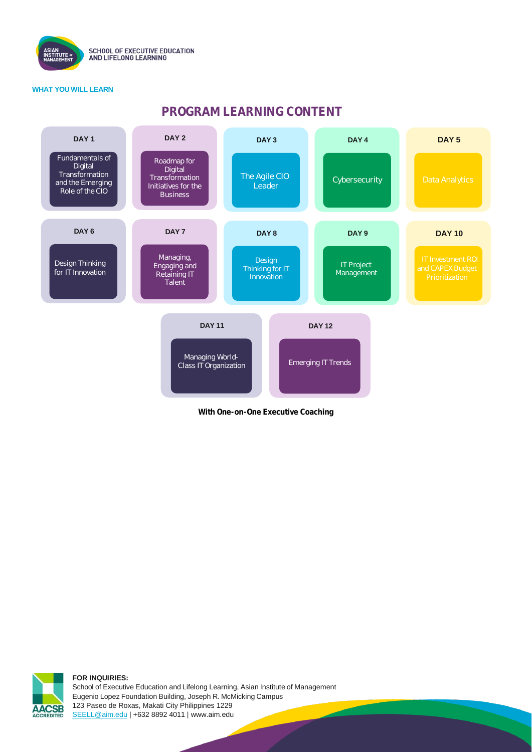**WHAT YOU WILL LEARN**

## PROGRAM LEARNING CONTENT

| Day | Topic |
|---|---|
| DAY 1 | Fundamentals of Digital Transformation and the Emerging Role of the CIO |
| DAY 2 | Roadmap for Digital Transformation Initiatives for the Business |
| DAY 3 | The Agile CIO Leader |
| DAY 4 | Cybersecurity |
| DAY 5 | Data Analytics |
| DAY 6 | Design Thinking for IT Innovation |
| DAY 7 | Managing, Engaging and Retaining IT Talent |
| DAY 8 | Design Thinking for IT Innovation |
| DAY 9 | IT Project Management |
| DAY 10 | IT Investment ROI and CAPEX Budget Prioritization |
| DAY 11 | Managing World-Class IT Organization |
| DAY 12 | Emerging IT Trends |

**With One-on-One Executive Coaching**

**FOR INQUIRIES:**
School of Executive Education and Lifelong Learning, Asian Institute of Management
Eugenio Lopez Foundation Building, Joseph R. McMicking Campus
123 Paseo de Roxas, Makati City Philippines 1229
SEELL@aim.edu | +632 8892 4011 | www.aim.edu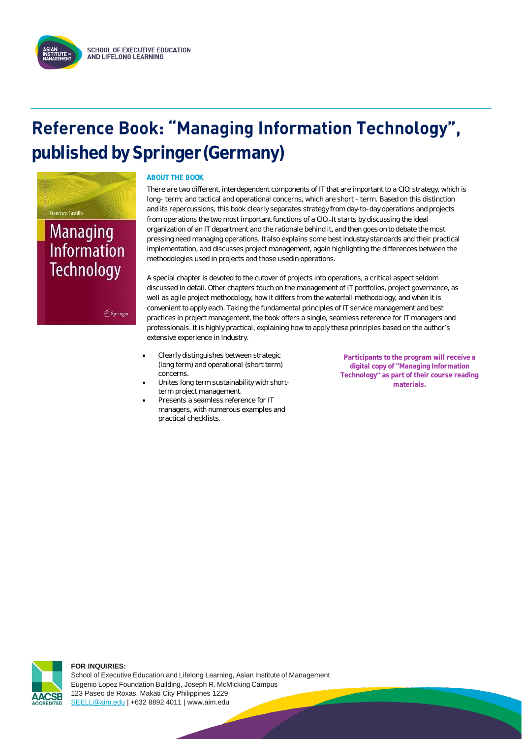# Reference Book: "Managing Information Technology", published by Springer (Germany)

Francisco Castillo

Managing Information Technology

Springer

### ABOUT THE BOOK

There are two different, interdependent components of IT that are important to a CIO: strategy, which is long- term; and tactical and operational concerns, which are short - term. Based on this distinction and its repercussions, this book clearly separates strategy from day-to-day operations and projects from operations the two most important functions of a CIO. It starts by discussing the ideal organization of an IT department and the rationale behind it, and then goes on to debate the most pressing need managing operations. It also explains some best industry standards and their practical implementation, and discusses project management, again highlighting the differences between the methodologies used in projects and those usedin operations.

A special chapter is devoted to the cutover of projects into operations, a critical aspect seldom discussed in detail. Other chapters touch on the management of IT portfolios, project governance, as well as agile project methodology, how it differs from the waterfall methodology, and when it is convenient to apply each. Taking the fundamental principles of IT service management and best practices in project management, the book offers a single, seamless reference for IT managers and professionals. It is highly practical, explaining how to apply these principles based on the author's extensive experience in Industry.

- Clearly distinguishes between strategic (long term) and operational (short term) concerns.
- Unites long term sustainability with short-term project management.
- Presents a seamless reference for IT managers, with numerous examples and practical checklists.

**Participants to the program will receive a digital copy of "Managing Information Technology" as part of their course reading materials.**

**FOR INQUIRIES:**
School of Executive Education and Lifelong Learning, Asian Institute of Management
Eugenio Lopez Foundation Building, Joseph R. McMicking Campus
123 Paseo de Roxas, Makati City Philippines 1229
SEELL@aim.edu | +632 8892 4011 | www.aim.edu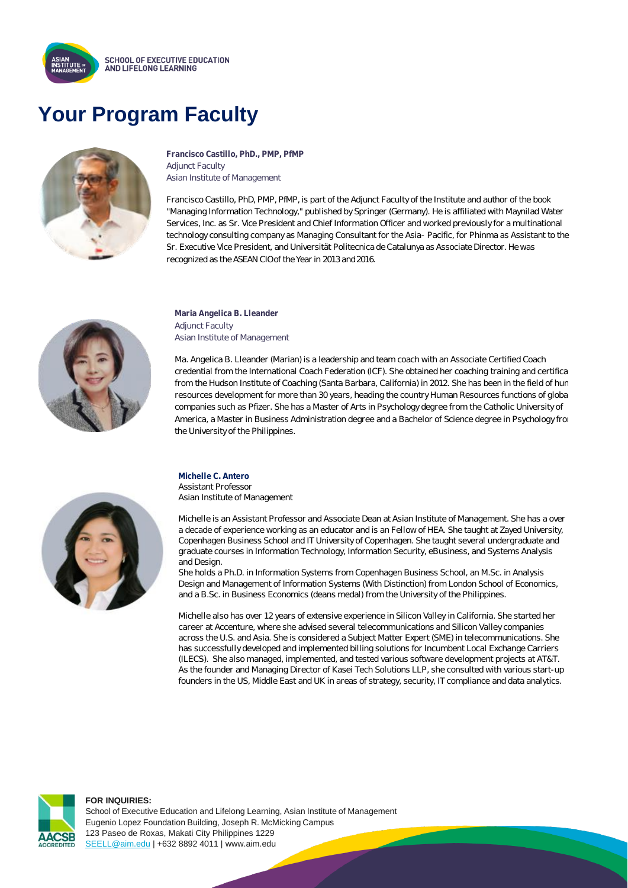# Your Program Faculty

**Francisco Castillo, PhD., PMP, PfMP**
Adjunct Faculty
Asian Institute of Management

Francisco Castillo, PhD, PMP, PfMP, is part of the Adjunct Faculty of the Institute and author of the book "Managing Information Technology," published by Springer (Germany). He is affiliated with Maynilad Water Services, Inc. as Sr. Vice President and Chief Information Officer and worked previously for a multinational technology consulting company as Managing Consultant for the Asia- Pacific, for Phinma as Assistant to the Sr. Executive Vice President, and Universität Politecnica de Catalunya as Associate Director. He was recognized as the ASEAN CIO of the Year in 2013 and 2016.

**Maria Angelica B. Lleander**
Adjunct Faculty
Asian Institute of Management

Ma. Angelica B. Lleander (Marian) is a leadership and team coach with an Associate Certified Coach credential from the International Coach Federation (ICF). She obtained her coaching training and certifica from the Hudson Institute of Coaching (Santa Barbara, California) in 2012. She has been in the field of hun resources development for more than 30 years, heading the country Human Resources functions of globa companies such as Pfizer. She has a Master of Arts in Psychology degree from the Catholic University of America, a Master in Business Administration degree and a Bachelor of Science degree in Psychology fro the University of the Philippines.

**Michelle C. Antero**
Assistant Professor
Asian Institute of Management

Michelle is an Assistant Professor and Associate Dean at Asian Institute of Management. She has a over a decade of experience working as an educator and is an Fellow of HEA. She taught at Zayed University, Copenhagen Business School and IT University of Copenhagen. She taught several undergraduate and graduate courses in Information Technology, Information Security, eBusiness, and Systems Analysis and Design.
She holds a Ph.D. in Information Systems from Copenhagen Business School, an M.Sc. in Analysis Design and Management of Information Systems (With Distinction) from London School of Economics, and a B.Sc. in Business Economics (deans medal) from the University of the Philippines.

Michelle also has over 12 years of extensive experience in Silicon Valley in California. She started her career at Accenture, where she advised several telecommunications and Silicon Valley companies across the U.S. and Asia. She is considered a Subject Matter Expert (SME) in telecommunications. She has successfully developed and implemented billing solutions for Incumbent Local Exchange Carriers (ILECS). She also managed, implemented, and tested various software development projects at AT&T. As the founder and Managing Director of Kasei Tech Solutions LLP, she consulted with various start-up founders in the US, Middle East and UK in areas of strategy, security, IT compliance and data analytics.

**FOR INQUIRIES:**
School of Executive Education and Lifelong Learning, Asian Institute of Management
Eugenio Lopez Foundation Building, Joseph R. McMicking Campus
123 Paseo de Roxas, Makati City Philippines 1229
SEELL@aim.edu | +632 8892 4011 | www.aim.edu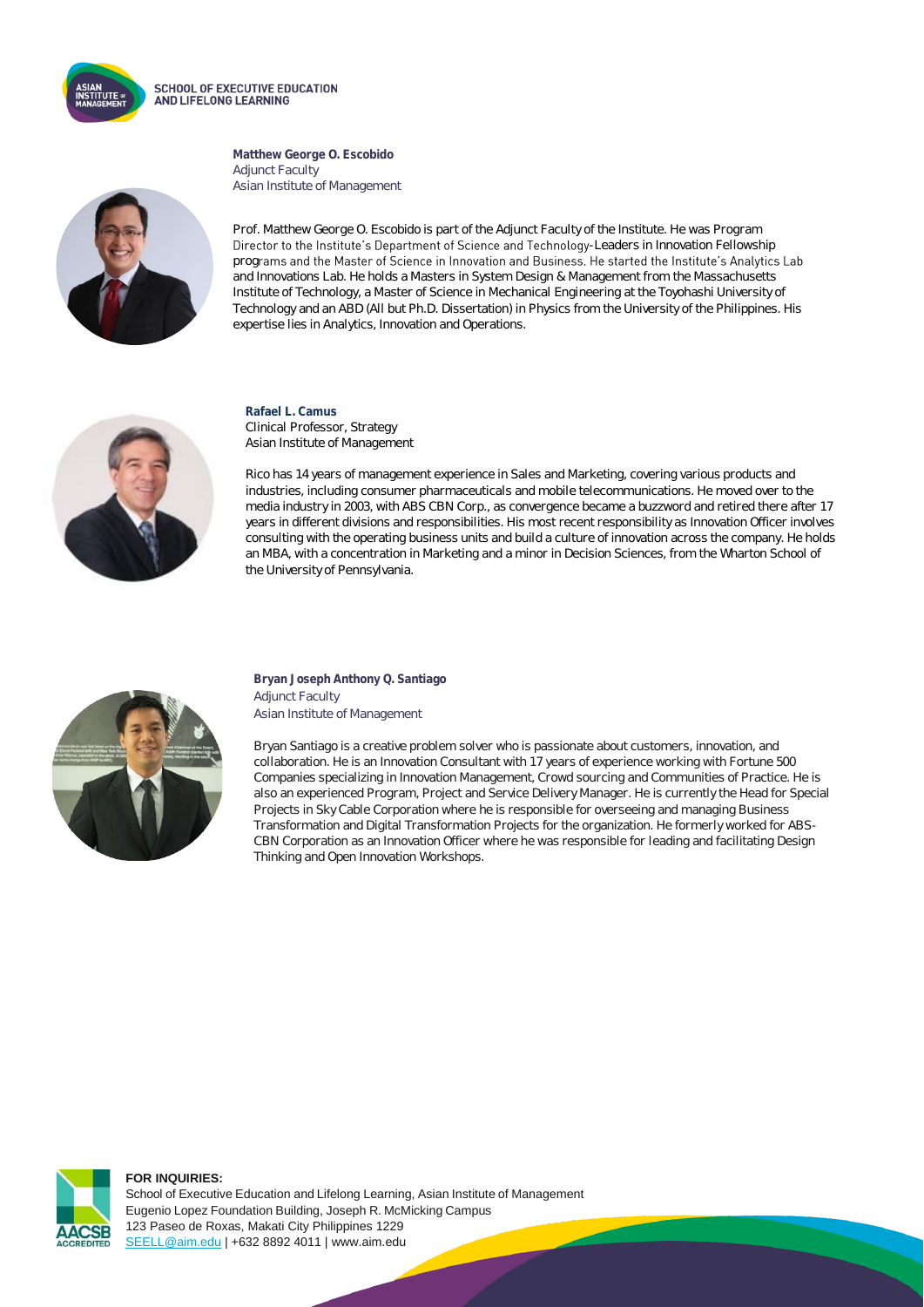**Matthew George O. Escobido**
Adjunct Faculty
Asian Institute of Management

Prof. Matthew George O. Escobido is part of the Adjunct Faculty of the Institute. He was Program Director to the Institute's Department of Science and Technology-Leaders in Innovation Fellowship programs and the Master of Science in Innovation and Business. He started the Institute's Analytics Lab and Innovations Lab. He holds a Masters in System Design & Management from the Massachusetts Institute of Technology, a Master of Science in Mechanical Engineering at the Toyohashi University of Technology and an ABD (All but Ph.D. Dissertation) in Physics from the University of the Philippines. His expertise lies in Analytics, Innovation and Operations.

**Rafael L. Camus**
Clinical Professor, Strategy
Asian Institute of Management

Rico has 14 years of management experience in Sales and Marketing, covering various products and industries, including consumer pharmaceuticals and mobile telecommunications. He moved over to the media industry in 2003, with ABS CBN Corp., as convergence became a buzzword and retired there after 17 years in different divisions and responsibilities. His most recent responsibility as Innovation Officer involves consulting with the operating business units and build a culture of innovation across the company. He holds an MBA, with a concentration in Marketing and a minor in Decision Sciences, from the Wharton School of the University of Pennsylvania.

**Bryan Joseph Anthony Q. Santiago**
Adjunct Faculty
Asian Institute of Management

Bryan Santiago is a creative problem solver who is passionate about customers, innovation, and collaboration. He is an Innovation Consultant with 17 years of experience working with Fortune 500 Companies specializing in Innovation Management, Crowd sourcing and Communities of Practice. He is also an experienced Program, Project and Service Delivery Manager. He is currently the Head for Special Projects in Sky Cable Corporation where he is responsible for overseeing and managing Business Transformation and Digital Transformation Projects for the organization. He formerly worked for ABS-CBN Corporation as an Innovation Officer where he was responsible for leading and facilitating Design Thinking and Open Innovation Workshops.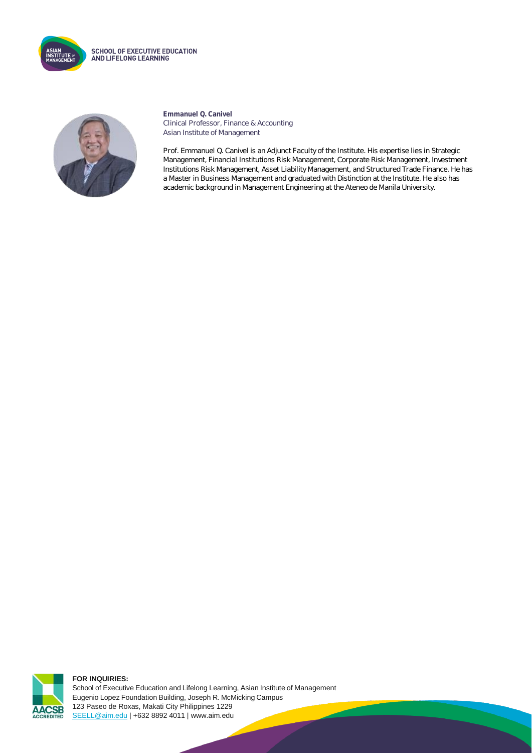**Emmanuel Q. Canivel**
Clinical Professor, Finance & Accounting
Asian Institute of Management

Prof. Emmanuel Q. Canivel is an Adjunct Faculty of the Institute. His expertise lies in Strategic Management, Financial Institutions Risk Management, Corporate Risk Management, Investment Institutions Risk Management, Asset Liability Management, and Structured Trade Finance. He has a Master in Business Management and graduated with Distinction at the Institute. He also has academic background in Management Engineering at the Ateneo de Manila University.

**FOR INQUIRIES:**
School of Executive Education and Lifelong Learning, Asian Institute of Management
Eugenio Lopez Foundation Building, Joseph R. McMicking Campus
123 Paseo de Roxas, Makati City Philippines 1229
SEELL@aim.edu | +632 8892 4011 | www.aim.edu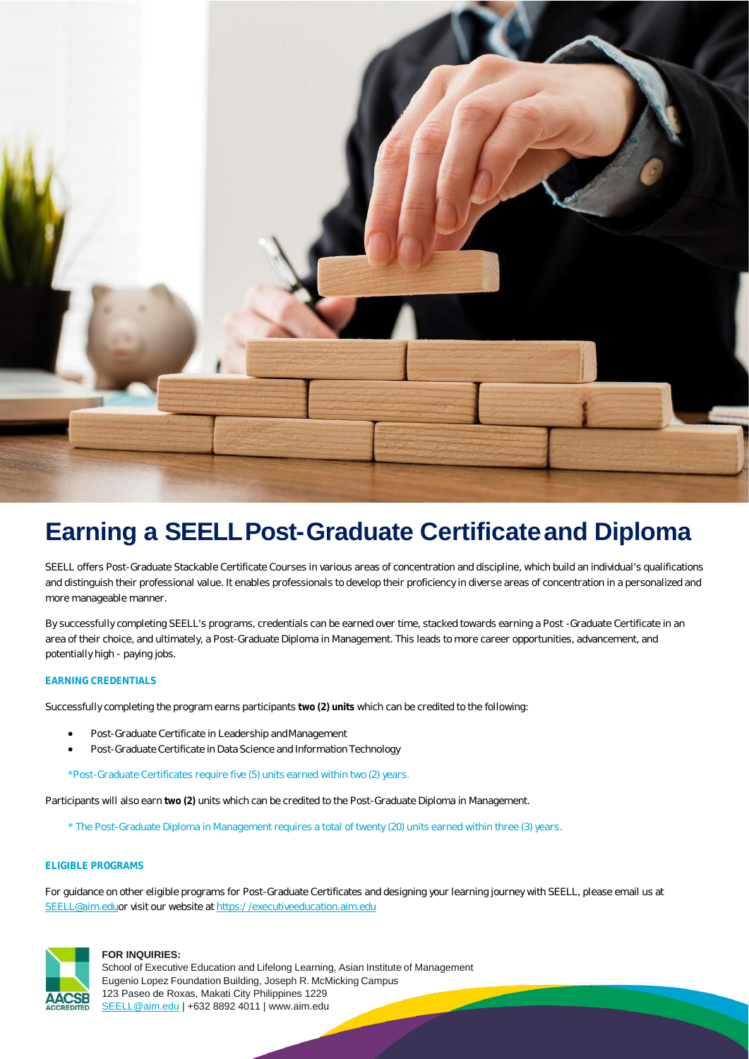# Earning a SEELL Post-Graduate Certificate and Diploma

SEELL offers Post-Graduate Stackable Certificate Courses in various areas of concentration and discipline, which build an individual's qualifications and distinguish their professional value. It enables professionals to develop their proficiency in diverse areas of concentration in a personalized and more manageable manner.

By successfully completing SEELL's programs, credentials can be earned over time, stacked towards earning a Post -Graduate Certificate in an area of their choice, and ultimately, a Post-Graduate Diploma in Management. This leads to more career opportunities, advancement, and potentially high - paying jobs.

### EARNING CREDENTIALS

Successfully completing the program earns participants **two (2) units** which can be credited to the following:

- Post-Graduate Certificate in Leadership and Management
- Post-Graduate Certificate in Data Science and Information Technology

*Post-Graduate Certificates require five (5) units earned within two (2) years.

Participants will also earn **two (2)** units which can be credited to the Post-Graduate Diploma in Management.

* The Post-Graduate Diploma in Management requires a total of twenty (20) units earned within three (3) years.

### ELIGIBLE PROGRAMS

For guidance on other eligible programs for Post-Graduate Certificates and designing your learning journey with SEELL, please email us at SEELL@aim.edu or visit our website at https://executiveeducation.aim.edu

**FOR INQUIRIES:**
School of Executive Education and Lifelong Learning, Asian Institute of Management
Eugenio Lopez Foundation Building, Joseph R. McMicking Campus
123 Paseo de Roxas, Makati City Philippines 1229
SEELL@aim.edu | +632 8892 4011 | www.aim.edu